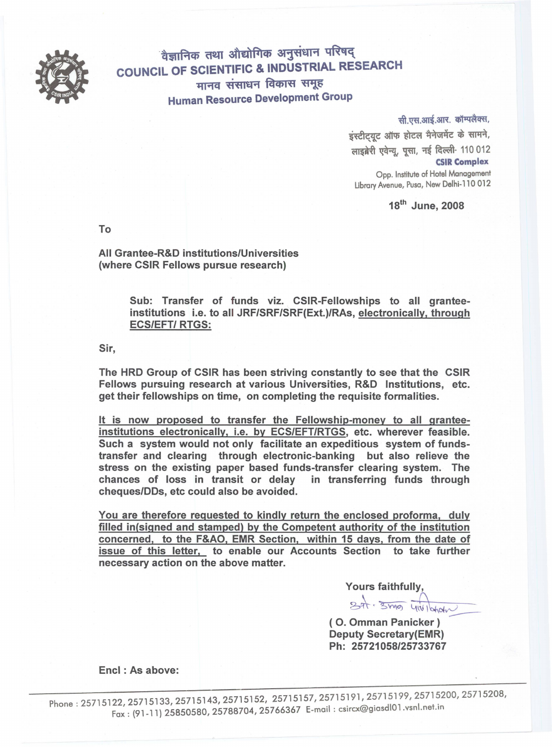# वैज्ञानिक तथा औद्योगिक अनुसंधान परिषद्
# COUNCIL OF SCIENTIFIC & INDUSTRIAL RESEARCH
## मानव संसाधन विकास समूह
## Human Resource Development Group

सी.एस.आई.आर. कॉम्पलैक्स,
इंस्टीट्यूट ऑफ होटल मैनेजमेंट के सामने,
लाइब्रेरी एवेन्यू, पूसा, नई दिल्ली- 110 012
**CSIR Complex**
Opp. Institute of Hotel Management
Library Avenue, Pusa, New Delhi-110 012

**18th June, 2008**

**To**

**All Grantee-R&D institutions/Universities**
**(where CSIR Fellows pursue research)**

**Sub: Transfer of funds viz. CSIR-Fellowships to all grantee-institutions i.e. to all JRF/SRF/SRF(Ext.)/RAs, electronically, through ECS/EFT/ RTGS:**

**Sir,**

**The HRD Group of CSIR has been striving constantly to see that the CSIR Fellows pursuing research at various Universities, R&D Institutions, etc. get their fellowships on time, on completing the requisite formalities.**

**It is now proposed to transfer the Fellowship-money to all grantee-institutions electronically, i.e. by ECS/EFT/RTGS, etc. wherever feasible. Such a system would not only facilitate an expeditious system of funds-transfer and clearing through electronic-banking but also relieve the stress on the existing paper based funds-transfer clearing system. The chances of loss in transit or delay in transferring funds through cheques/DDs, etc could also be avoided.**

**You are therefore requested to kindly return the enclosed proforma, duly filled in(signed and stamped) by the Competent authority of the institution concerned, to the F&AO, EMR Section, within 15 days, from the date of issue of this letter, to enable our Accounts Section to take further necessary action on the above matter.**

**Yours faithfully,**

ओ. उम्मन पणिक्कर

**( O. Omman Panicker )**
**Deputy Secretary(EMR)**
**Ph: 25721058/25733767**

**Encl : As above:**

Phone : 25715122, 25715133, 25715143, 25715152, 25715157, 25715191, 25715199, 25715200, 25715208,
Fax : (91-11) 25850580, 25788704, 25766367 E-mail : csircx@giasdl01.vsnl.net.in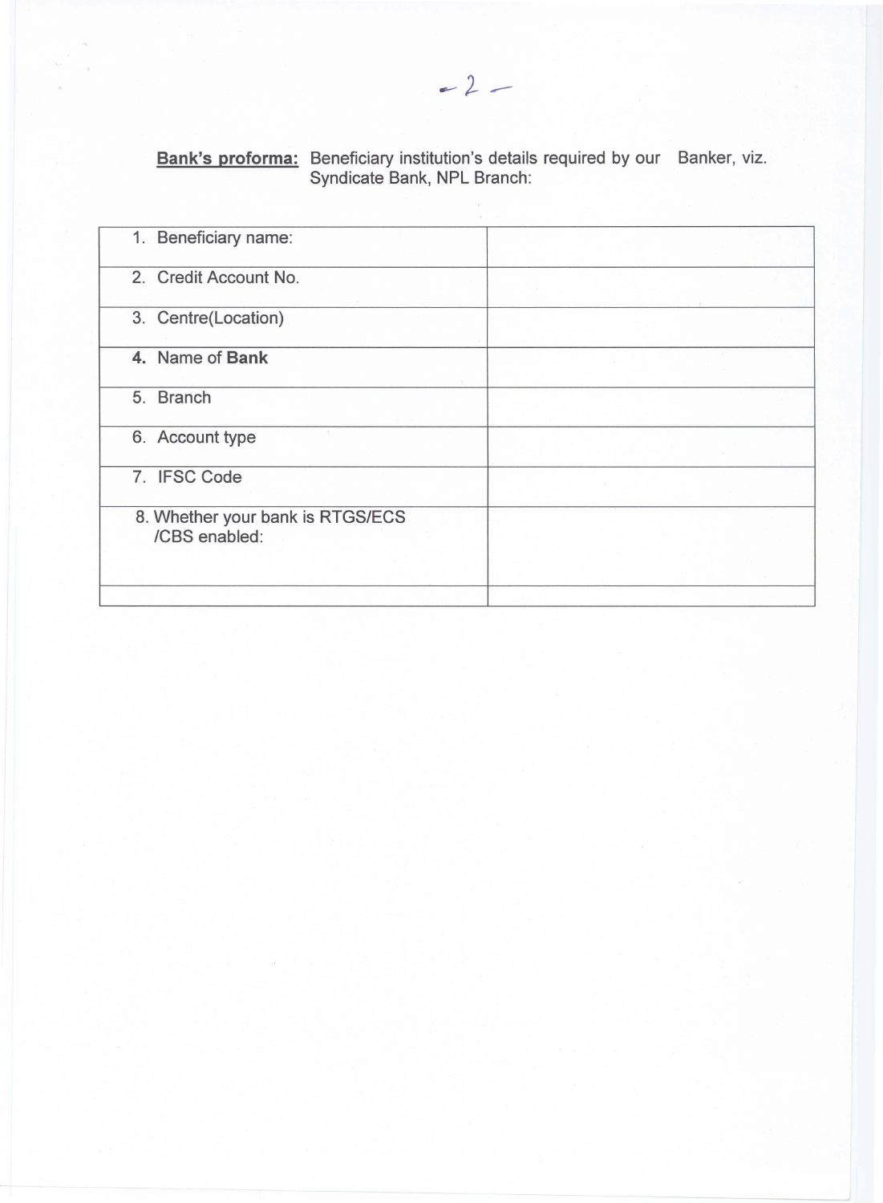**Bank's proforma:** Beneficiary institution's details required by our Banker, viz. Syndicate Bank, NPL Branch:

| | |
|---|---|
| 1. Beneficiary name: | |
| 2. Credit Account No. | |
| 3. Centre(Location) | |
| 4. Name of **Bank** | |
| 5. Branch | |
| 6. Account type | |
| 7. IFSC Code | |
| 8. Whether your bank is RTGS/ECS /CBS enabled: | |
| | |